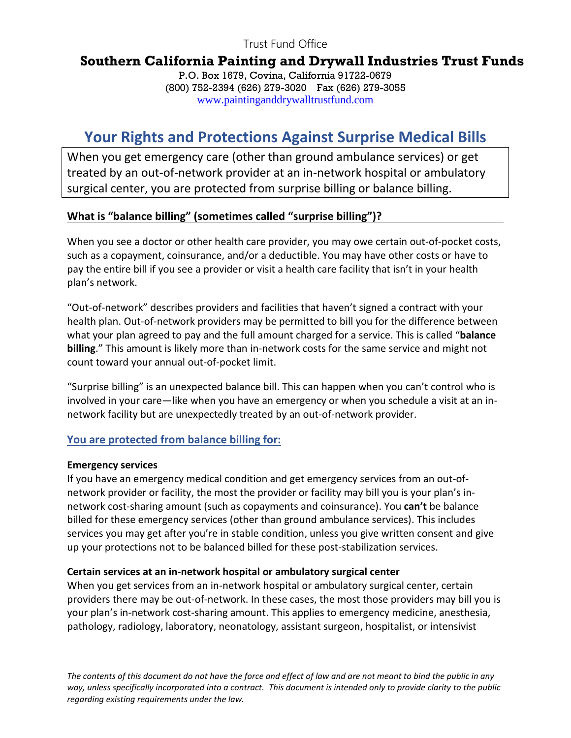Trust Fund Office

## Southern California Painting and Drywall Industries Trust Funds

P.O. Box 1679, Covina, California 91722-0679
(800) 752-2394 (626) 279-3020 Fax (626) 279-3055
www.paintinganddrywalltrustfund.com

# Your Rights and Protections Against Surprise Medical Bills

When you get emergency care (other than ground ambulance services) or get treated by an out-of-network provider at an in-network hospital or ambulatory surgical center, you are protected from surprise billing or balance billing.

### What is "balance billing" (sometimes called "surprise billing")?

When you see a doctor or other health care provider, you may owe certain out-of-pocket costs, such as a copayment, coinsurance, and/or a deductible. You may have other costs or have to pay the entire bill if you see a provider or visit a health care facility that isn't in your health plan's network.

"Out-of-network" describes providers and facilities that haven't signed a contract with your health plan. Out-of-network providers may be permitted to bill you for the difference between what your plan agreed to pay and the full amount charged for a service. This is called "**balance billing**." This amount is likely more than in-network costs for the same service and might not count toward your annual out-of-pocket limit.

"Surprise billing" is an unexpected balance bill. This can happen when you can't control who is involved in your care—like when you have an emergency or when you schedule a visit at an in-network facility but are unexpectedly treated by an out-of-network provider.

### You are protected from balance billing for:

**Emergency services**
If you have an emergency medical condition and get emergency services from an out-of-network provider or facility, the most the provider or facility may bill you is your plan's in-network cost-sharing amount (such as copayments and coinsurance). You **can't** be balance billed for these emergency services (other than ground ambulance services). This includes services you may get after you're in stable condition, unless you give written consent and give up your protections not to be balanced billed for these post-stabilization services.

**Certain services at an in-network hospital or ambulatory surgical center**
When you get services from an in-network hospital or ambulatory surgical center, certain providers there may be out-of-network. In these cases, the most those providers may bill you is your plan's in-network cost-sharing amount. This applies to emergency medicine, anesthesia, pathology, radiology, laboratory, neonatology, assistant surgeon, hospitalist, or intensivist

*The contents of this document do not have the force and effect of law and are not meant to bind the public in any way, unless specifically incorporated into a contract. This document is intended only to provide clarity to the public regarding existing requirements under the law.*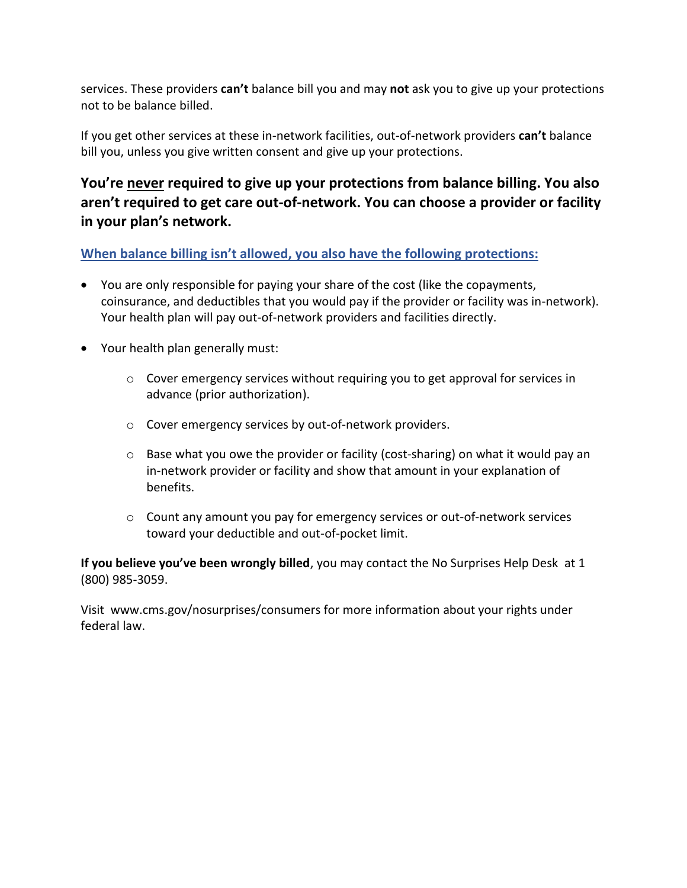services. These providers **can't** balance bill you and may **not** ask you to give up your protections not to be balance billed.

If you get other services at these in-network facilities, out-of-network providers **can't** balance bill you, unless you give written consent and give up your protections.

### You're never required to give up your protections from balance billing. You also aren't required to get care out-of-network. You can choose a provider or facility in your plan's network.

**When balance billing isn't allowed, you also have the following protections:**

- You are only responsible for paying your share of the cost (like the copayments, coinsurance, and deductibles that you would pay if the provider or facility was in-network). Your health plan will pay out-of-network providers and facilities directly.
- Your health plan generally must:
  - Cover emergency services without requiring you to get approval for services in advance (prior authorization).
  - Cover emergency services by out-of-network providers.
  - Base what you owe the provider or facility (cost-sharing) on what it would pay an in-network provider or facility and show that amount in your explanation of benefits.
  - Count any amount you pay for emergency services or out-of-network services toward your deductible and out-of-pocket limit.

**If you believe you've been wrongly billed**, you may contact the No Surprises Help Desk at 1 (800) 985-3059.

Visit www.cms.gov/nosurprises/consumers for more information about your rights under federal law.